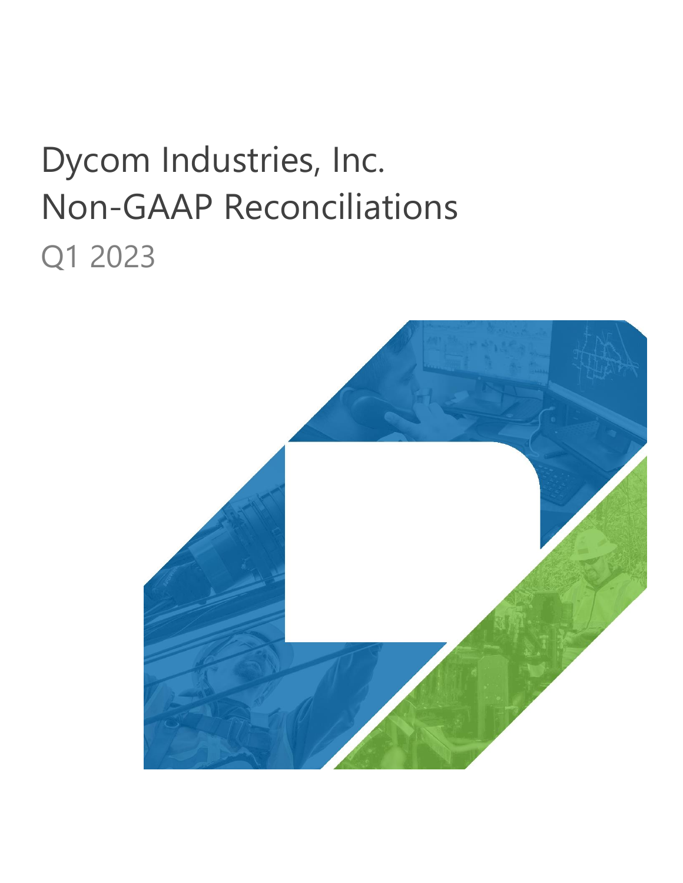# Dycom Industries, Inc.
# Non-GAAP Reconciliations
## Q1 2023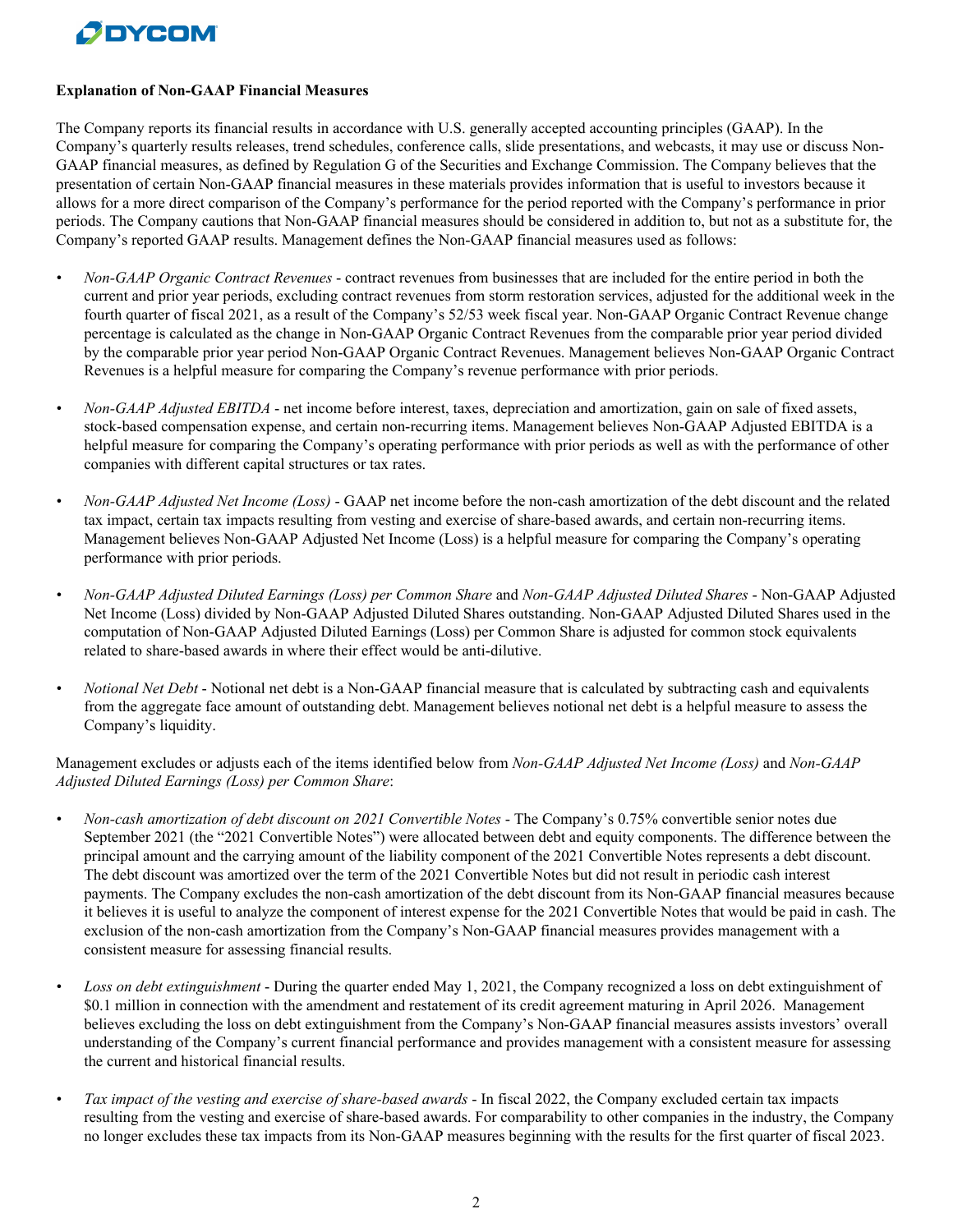**Explanation of Non-GAAP Financial Measures**

The Company reports its financial results in accordance with U.S. generally accepted accounting principles (GAAP). In the Company's quarterly results releases, trend schedules, conference calls, slide presentations, and webcasts, it may use or discuss Non-GAAP financial measures, as defined by Regulation G of the Securities and Exchange Commission. The Company believes that the presentation of certain Non-GAAP financial measures in these materials provides information that is useful to investors because it allows for a more direct comparison of the Company's performance for the period reported with the Company's performance in prior periods. The Company cautions that Non-GAAP financial measures should be considered in addition to, but not as a substitute for, the Company's reported GAAP results. Management defines the Non-GAAP financial measures used as follows:

- *Non-GAAP Organic Contract Revenues* - contract revenues from businesses that are included for the entire period in both the current and prior year periods, excluding contract revenues from storm restoration services, adjusted for the additional week in the fourth quarter of fiscal 2021, as a result of the Company's 52/53 week fiscal year. Non-GAAP Organic Contract Revenue change percentage is calculated as the change in Non-GAAP Organic Contract Revenues from the comparable prior year period divided by the comparable prior year period Non-GAAP Organic Contract Revenues. Management believes Non-GAAP Organic Contract Revenues is a helpful measure for comparing the Company's revenue performance with prior periods.

- *Non-GAAP Adjusted EBITDA* - net income before interest, taxes, depreciation and amortization, gain on sale of fixed assets, stock-based compensation expense, and certain non-recurring items. Management believes Non-GAAP Adjusted EBITDA is a helpful measure for comparing the Company's operating performance with prior periods as well as with the performance of other companies with different capital structures or tax rates.

- *Non-GAAP Adjusted Net Income (Loss)* - GAAP net income before the non-cash amortization of the debt discount and the related tax impact, certain tax impacts resulting from vesting and exercise of share-based awards, and certain non-recurring items. Management believes Non-GAAP Adjusted Net Income (Loss) is a helpful measure for comparing the Company's operating performance with prior periods.

- *Non-GAAP Adjusted Diluted Earnings (Loss) per Common Share* and *Non-GAAP Adjusted Diluted Shares* - Non-GAAP Adjusted Net Income (Loss) divided by Non-GAAP Adjusted Diluted Shares outstanding. Non-GAAP Adjusted Diluted Shares used in the computation of Non-GAAP Adjusted Diluted Earnings (Loss) per Common Share is adjusted for common stock equivalents related to share-based awards in where their effect would be anti-dilutive.

- *Notional Net Debt* - Notional net debt is a Non-GAAP financial measure that is calculated by subtracting cash and equivalents from the aggregate face amount of outstanding debt. Management believes notional net debt is a helpful measure to assess the Company's liquidity.

Management excludes or adjusts each of the items identified below from *Non-GAAP Adjusted Net Income (Loss)* and *Non-GAAP Adjusted Diluted Earnings (Loss) per Common Share*:

- *Non-cash amortization of debt discount on 2021 Convertible Notes* - The Company's 0.75% convertible senior notes due September 2021 (the "2021 Convertible Notes") were allocated between debt and equity components. The difference between the principal amount and the carrying amount of the liability component of the 2021 Convertible Notes represents a debt discount. The debt discount was amortized over the term of the 2021 Convertible Notes but did not result in periodic cash interest payments. The Company excludes the non-cash amortization of the debt discount from its Non-GAAP financial measures because it believes it is useful to analyze the component of interest expense for the 2021 Convertible Notes that would be paid in cash. The exclusion of the non-cash amortization from the Company's Non-GAAP financial measures provides management with a consistent measure for assessing financial results.

- *Loss on debt extinguishment* - During the quarter ended May 1, 2021, the Company recognized a loss on debt extinguishment of $0.1 million in connection with the amendment and restatement of its credit agreement maturing in April 2026. Management believes excluding the loss on debt extinguishment from the Company's Non-GAAP financial measures assists investors' overall understanding of the Company's current financial performance and provides management with a consistent measure for assessing the current and historical financial results.

- *Tax impact of the vesting and exercise of share-based awards* - In fiscal 2022, the Company excluded certain tax impacts resulting from the vesting and exercise of share-based awards. For comparability to other companies in the industry, the Company no longer excludes these tax impacts from its Non-GAAP measures beginning with the results for the first quarter of fiscal 2023.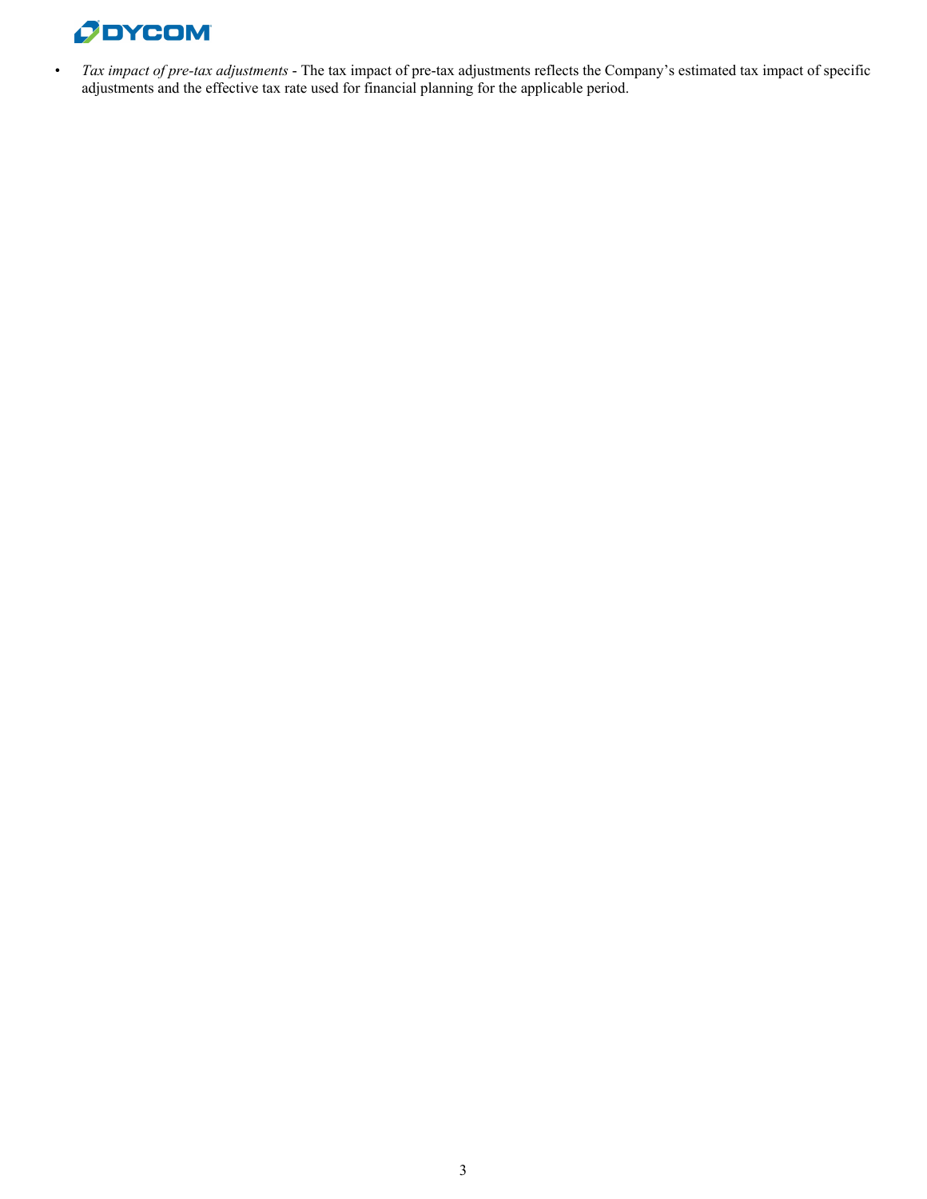- *Tax impact of pre-tax adjustments* - The tax impact of pre-tax adjustments reflects the Company's estimated tax impact of specific adjustments and the effective tax rate used for financial planning for the applicable period.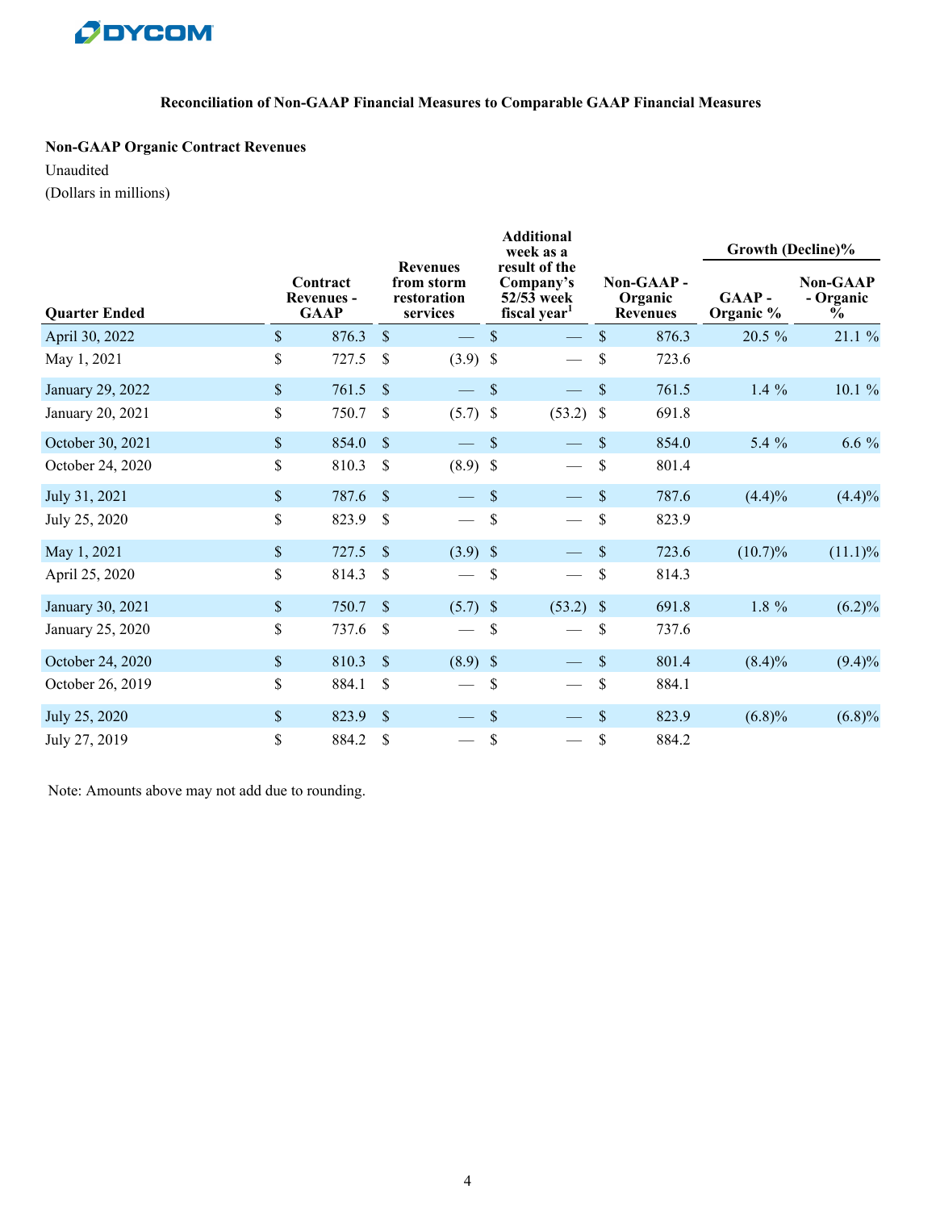## Reconciliation of Non-GAAP Financial Measures to Comparable GAAP Financial Measures

**Non-GAAP Organic Contract Revenues**

Unaudited

(Dollars in millions)

| Quarter Ended | Contract Revenues - GAAP | Revenues from storm restoration services | Additional week as a result of the Company's 52/53 week fiscal year[1] | Non-GAAP - Organic Revenues | Growth (Decline)% | |
|---|---|---|---|---|---|---|
| | | | | | GAAP - Organic % | Non-GAAP - Organic % |
| April 30, 2022 | $ 876.3 | $ — | $ — | $ 876.3 | 20.5 % | 21.1 % |
| May 1, 2021 | $ 727.5 | $ (3.9) | $ — | $ 723.6 | | |
| January 29, 2022 | $ 761.5 | $ — | $ — | $ 761.5 | 1.4 % | 10.1 % |
| January 20, 2021 | $ 750.7 | $ (5.7) | $ (53.2) | $ 691.8 | | |
| October 30, 2021 | $ 854.0 | $ — | $ — | $ 854.0 | 5.4 % | 6.6 % |
| October 24, 2020 | $ 810.3 | $ (8.9) | $ — | $ 801.4 | | |
| July 31, 2021 | $ 787.6 | $ — | $ — | $ 787.6 | (4.4)% | (4.4)% |
| July 25, 2020 | $ 823.9 | $ — | $ — | $ 823.9 | | |
| May 1, 2021 | $ 727.5 | $ (3.9) | $ — | $ 723.6 | (10.7)% | (11.1)% |
| April 25, 2020 | $ 814.3 | $ — | $ — | $ 814.3 | | |
| January 30, 2021 | $ 750.7 | $ (5.7) | $ (53.2) | $ 691.8 | 1.8 % | (6.2)% |
| January 25, 2020 | $ 737.6 | $ — | $ — | $ 737.6 | | |
| October 24, 2020 | $ 810.3 | $ (8.9) | $ — | $ 801.4 | (8.4)% | (9.4)% |
| October 26, 2019 | $ 884.1 | $ — | $ — | $ 884.1 | | |
| July 25, 2020 | $ 823.9 | $ — | $ — | $ 823.9 | (6.8)% | (6.8)% |
| July 27, 2019 | $ 884.2 | $ — | $ — | $ 884.2 | | |

Note: Amounts above may not add due to rounding.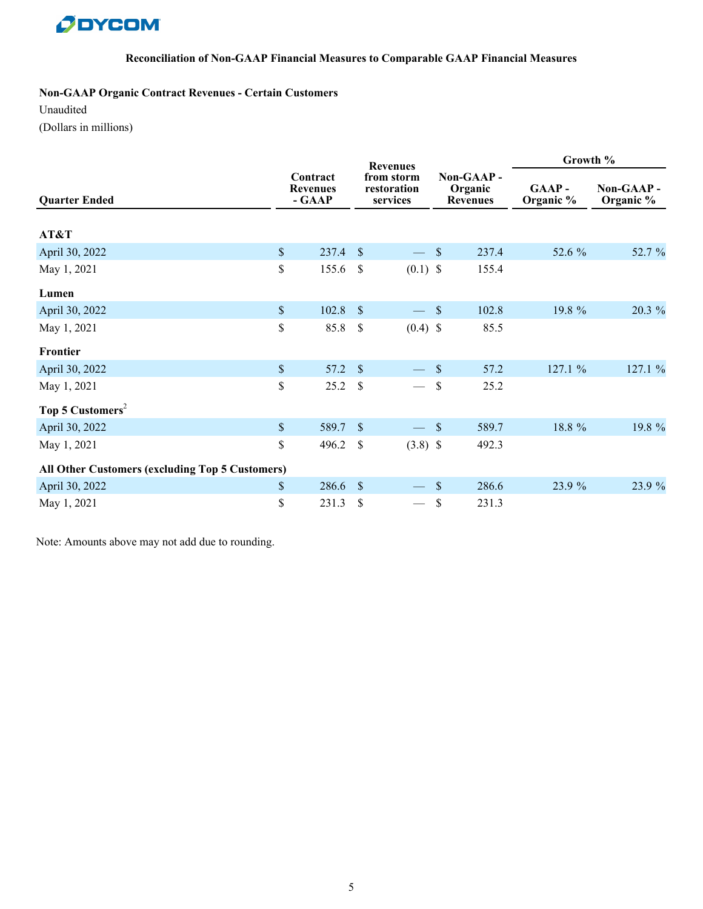**Reconciliation of Non-GAAP Financial Measures to Comparable GAAP Financial Measures**

**Non-GAAP Organic Contract Revenues - Certain Customers**

Unaudited

(Dollars in millions)

| Quarter Ended | Contract Revenues - GAAP | Revenues from storm restoration services | Non-GAAP - Organic Revenues | Growth % GAAP - Organic % | Growth % Non-GAAP - Organic % |
|---|---|---|---|---|---|
| **AT&T** | | | | | |
| April 30, 2022 | $ 237.4 | $ — | $ 237.4 | 52.6 % | 52.7 % |
| May 1, 2021 | $ 155.6 | $ (0.1) | $ 155.4 | | |
| **Lumen** | | | | | |
| April 30, 2022 | $ 102.8 | $ — | $ 102.8 | 19.8 % | 20.3 % |
| May 1, 2021 | $ 85.8 | $ (0.4) | $ 85.5 | | |
| **Frontier** | | | | | |
| April 30, 2022 | $ 57.2 | $ — | $ 57.2 | 127.1 % | 127.1 % |
| May 1, 2021 | $ 25.2 | $ — | $ 25.2 | | |
| **Top 5 Customers**[2] | | | | | |
| April 30, 2022 | $ 589.7 | $ — | $ 589.7 | 18.8 % | 19.8 % |
| May 1, 2021 | $ 496.2 | $ (3.8) | $ 492.3 | | |
| **All Other Customers (excluding Top 5 Customers)** | | | | | |
| April 30, 2022 | $ 286.6 | $ — | $ 286.6 | 23.9 % | 23.9 % |
| May 1, 2021 | $ 231.3 | $ — | $ 231.3 | | |

Note: Amounts above may not add due to rounding.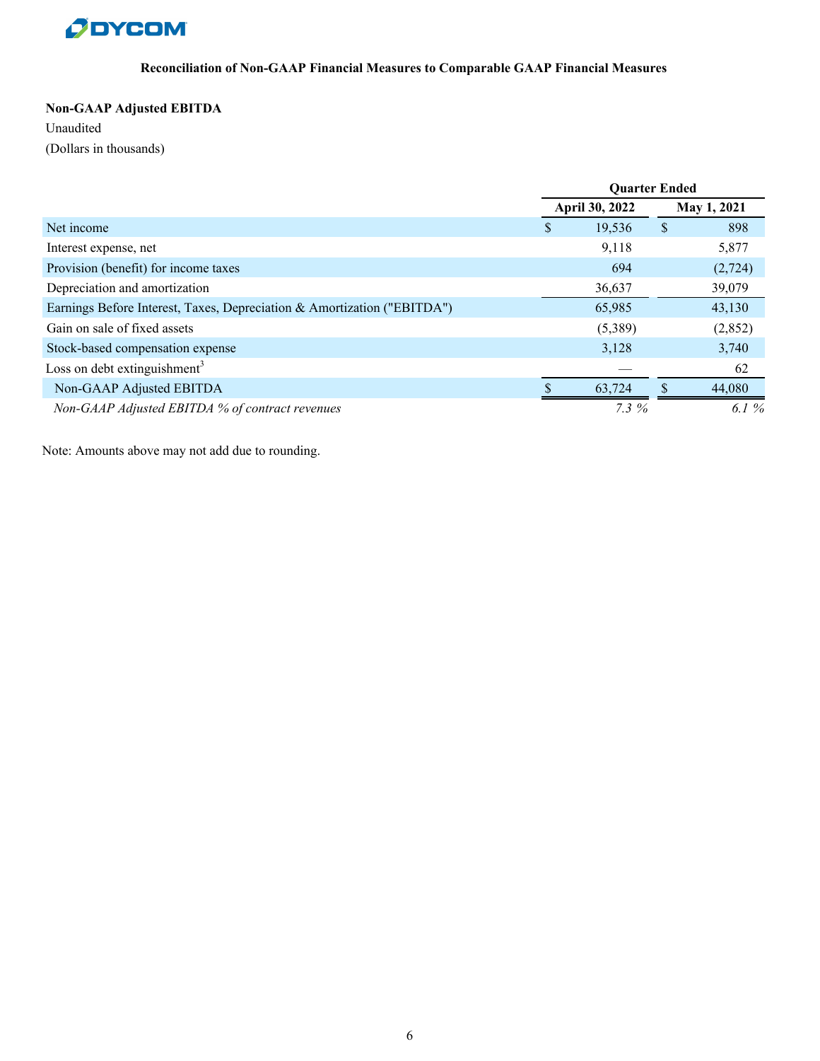**DYCOM**

### Reconciliation of Non-GAAP Financial Measures to Comparable GAAP Financial Measures

**Non-GAAP Adjusted EBITDA**

Unaudited

(Dollars in thousands)

| | Quarter Ended | |
|---|---|---|
| | April 30, 2022 | May 1, 2021 |
| Net income | $ 19,536 | $ 898 |
| Interest expense, net | 9,118 | 5,877 |
| Provision (benefit) for income taxes | 694 | (2,724) |
| Depreciation and amortization | 36,637 | 39,079 |
| Earnings Before Interest, Taxes, Depreciation & Amortization ("EBITDA") | 65,985 | 43,130 |
| Gain on sale of fixed assets | (5,389) | (2,852) |
| Stock-based compensation expense | 3,128 | 3,740 |
| Loss on debt extinguishment[3] | — | 62 |
| Non-GAAP Adjusted EBITDA | $ 63,724 | $ 44,080 |
| *Non-GAAP Adjusted EBITDA % of contract revenues* | *7.3 %* | *6.1 %* |

Note: Amounts above may not add due to rounding.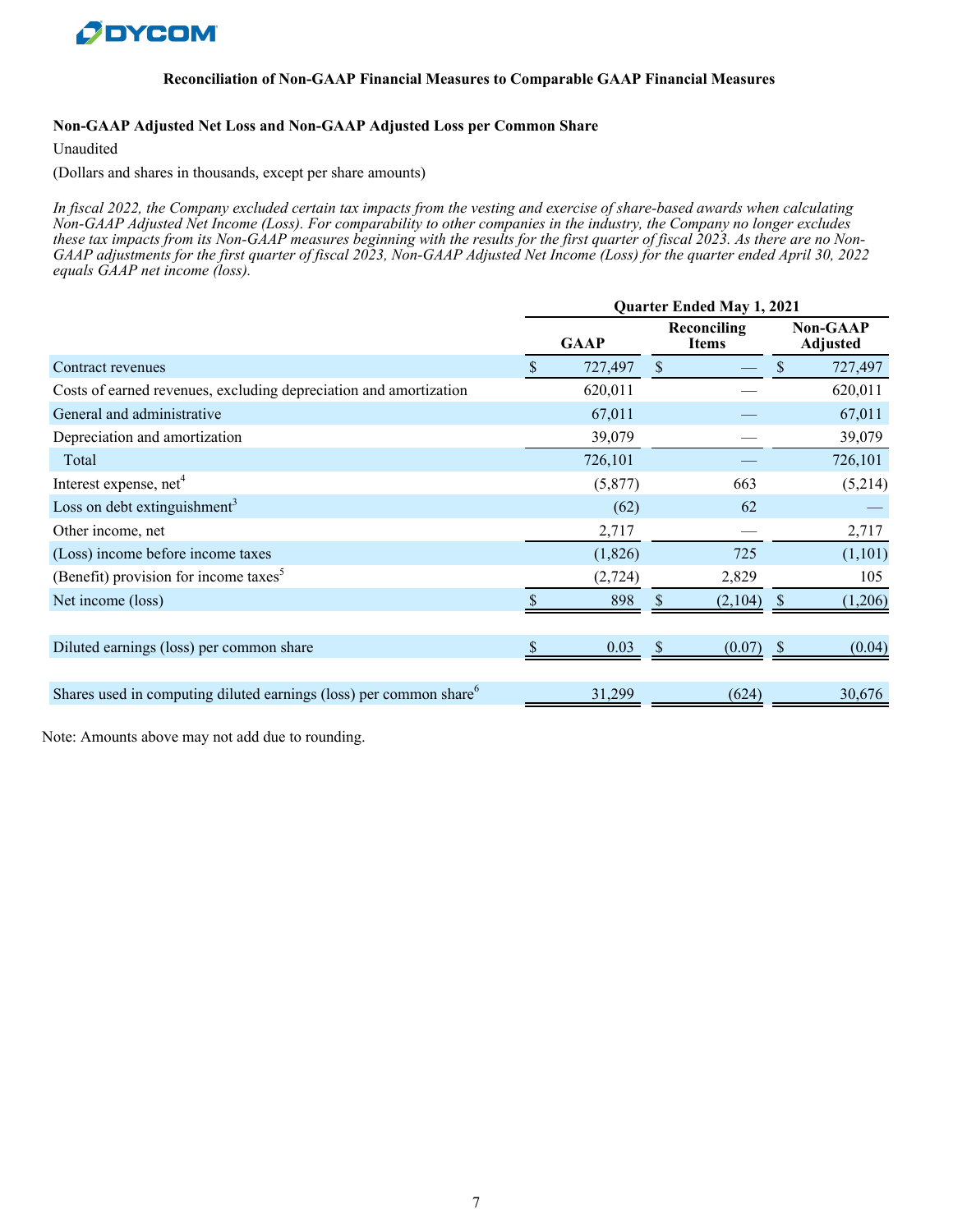**DYCOM**

### Reconciliation of Non-GAAP Financial Measures to Comparable GAAP Financial Measures

**Non-GAAP Adjusted Net Loss and Non-GAAP Adjusted Loss per Common Share**

Unaudited

(Dollars and shares in thousands, except per share amounts)

*In fiscal 2022, the Company excluded certain tax impacts from the vesting and exercise of share-based awards when calculating Non-GAAP Adjusted Net Income (Loss). For comparability to other companies in the industry, the Company no longer excludes these tax impacts from its Non-GAAP measures beginning with the results for the first quarter of fiscal 2023. As there are no Non-GAAP adjustments for the first quarter of fiscal 2023, Non-GAAP Adjusted Net Income (Loss) for the quarter ended April 30, 2022 equals GAAP net income (loss).*

| | Quarter Ended May 1, 2021 | | |
|---|---|---|---|
| | GAAP | Reconciling Items | Non-GAAP Adjusted |
| Contract revenues | $ 727,497 | $ — | $ 727,497 |
| Costs of earned revenues, excluding depreciation and amortization | 620,011 | — | 620,011 |
| General and administrative | 67,011 | — | 67,011 |
| Depreciation and amortization | 39,079 | — | 39,079 |
| Total | 726,101 | — | 726,101 |
| Interest expense, net[4] | (5,877) | 663 | (5,214) |
| Loss on debt extinguishment[3] | (62) | 62 | — |
| Other income, net | 2,717 | — | 2,717 |
| (Loss) income before income taxes | (1,826) | 725 | (1,101) |
| (Benefit) provision for income taxes[5] | (2,724) | 2,829 | 105 |
| Net income (loss) | $ 898 | $ (2,104) | $ (1,206) |
| | | | |
| Diluted earnings (loss) per common share | $ 0.03 | $ (0.07) | $ (0.04) |
| | | | |
| Shares used in computing diluted earnings (loss) per common share[6] | 31,299 | (624) | 30,676 |

Note: Amounts above may not add due to rounding.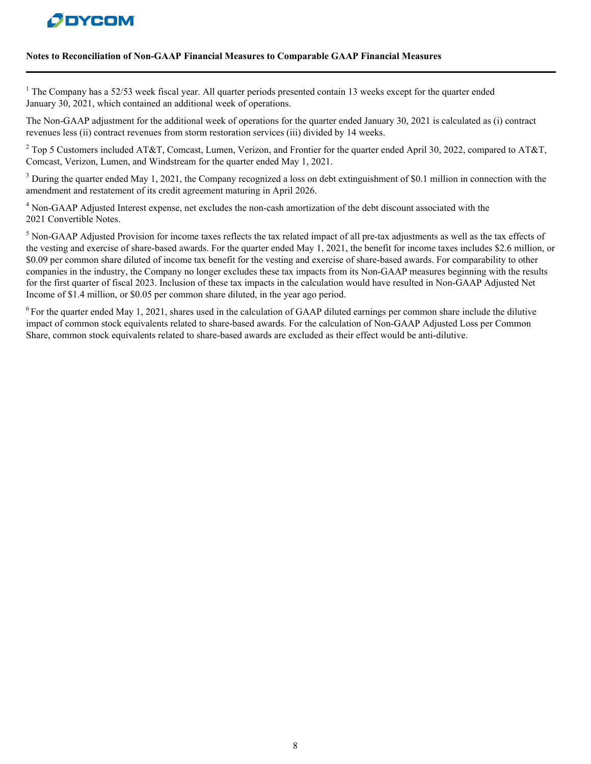**Notes to Reconciliation of Non-GAAP Financial Measures to Comparable GAAP Financial Measures**

[1] The Company has a 52/53 week fiscal year. All quarter periods presented contain 13 weeks except for the quarter ended January 30, 2021, which contained an additional week of operations.

The Non-GAAP adjustment for the additional week of operations for the quarter ended January 30, 2021 is calculated as (i) contract revenues less (ii) contract revenues from storm restoration services (iii) divided by 14 weeks.

[2] Top 5 Customers included AT&T, Comcast, Lumen, Verizon, and Frontier for the quarter ended April 30, 2022, compared to AT&T, Comcast, Verizon, Lumen, and Windstream for the quarter ended May 1, 2021.

[3] During the quarter ended May 1, 2021, the Company recognized a loss on debt extinguishment of $0.1 million in connection with the amendment and restatement of its credit agreement maturing in April 2026.

[4] Non-GAAP Adjusted Interest expense, net excludes the non-cash amortization of the debt discount associated with the 2021 Convertible Notes.

[5] Non-GAAP Adjusted Provision for income taxes reflects the tax related impact of all pre-tax adjustments as well as the tax effects of the vesting and exercise of share-based awards. For the quarter ended May 1, 2021, the benefit for income taxes includes $2.6 million, or $0.09 per common share diluted of income tax benefit for the vesting and exercise of share-based awards. For comparability to other companies in the industry, the Company no longer excludes these tax impacts from its Non-GAAP measures beginning with the results for the first quarter of fiscal 2023. Inclusion of these tax impacts in the calculation would have resulted in Non-GAAP Adjusted Net Income of $1.4 million, or $0.05 per common share diluted, in the year ago period.

[6] For the quarter ended May 1, 2021, shares used in the calculation of GAAP diluted earnings per common share include the dilutive impact of common stock equivalents related to share-based awards. For the calculation of Non-GAAP Adjusted Loss per Common Share, common stock equivalents related to share-based awards are excluded as their effect would be anti-dilutive.